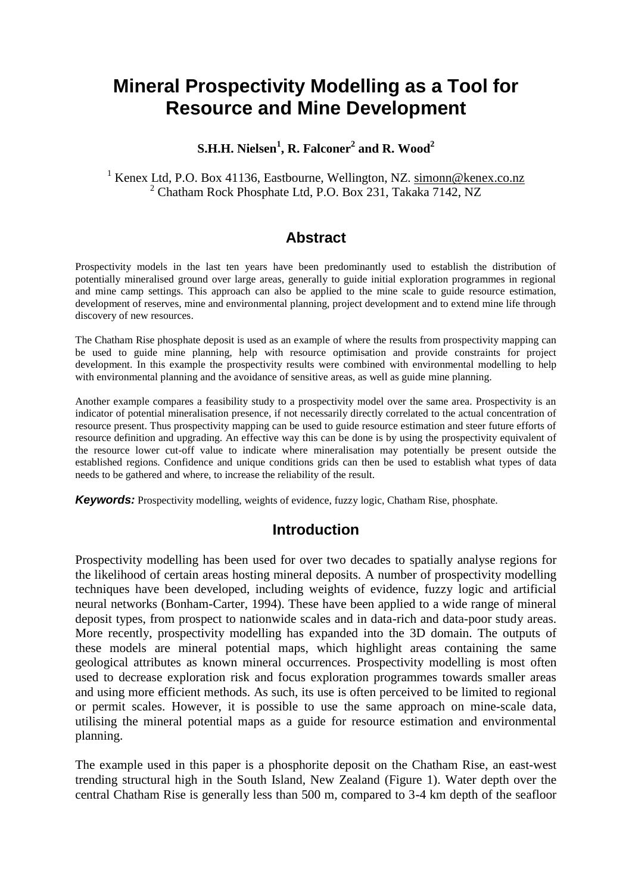# Mineral Prospectivity Modelling as a Tool for Resource and Mine Development

**S.H.H. Nielsen[1], R. Falconer[2] and R. Wood[2]**

[1] Kenex Ltd, P.O. Box 41136, Eastbourne, Wellington, NZ. simonn@kenex.co.nz
[2] Chatham Rock Phosphate Ltd, P.O. Box 231, Takaka 7142, NZ

## Abstract

Prospectivity models in the last ten years have been predominantly used to establish the distribution of potentially mineralised ground over large areas, generally to guide initial exploration programmes in regional and mine camp settings. This approach can also be applied to the mine scale to guide resource estimation, development of reserves, mine and environmental planning, project development and to extend mine life through discovery of new resources.

The Chatham Rise phosphate deposit is used as an example of where the results from prospectivity mapping can be used to guide mine planning, help with resource optimisation and provide constraints for project development. In this example the prospectivity results were combined with environmental modelling to help with environmental planning and the avoidance of sensitive areas, as well as guide mine planning.

Another example compares a feasibility study to a prospectivity model over the same area. Prospectivity is an indicator of potential mineralisation presence, if not necessarily directly correlated to the actual concentration of resource present. Thus prospectivity mapping can be used to guide resource estimation and steer future efforts of resource definition and upgrading. An effective way this can be done is by using the prospectivity equivalent of the resource lower cut-off value to indicate where mineralisation may potentially be present outside the established regions. Confidence and unique conditions grids can then be used to establish what types of data needs to be gathered and where, to increase the reliability of the result.

***Keywords:*** Prospectivity modelling, weights of evidence, fuzzy logic, Chatham Rise, phosphate.

## Introduction

Prospectivity modelling has been used for over two decades to spatially analyse regions for the likelihood of certain areas hosting mineral deposits. A number of prospectivity modelling techniques have been developed, including weights of evidence, fuzzy logic and artificial neural networks (Bonham-Carter, 1994). These have been applied to a wide range of mineral deposit types, from prospect to nationwide scales and in data-rich and data-poor study areas. More recently, prospectivity modelling has expanded into the 3D domain. The outputs of these models are mineral potential maps, which highlight areas containing the same geological attributes as known mineral occurrences. Prospectivity modelling is most often used to decrease exploration risk and focus exploration programmes towards smaller areas and using more efficient methods. As such, its use is often perceived to be limited to regional or permit scales. However, it is possible to use the same approach on mine-scale data, utilising the mineral potential maps as a guide for resource estimation and environmental planning.

The example used in this paper is a phosphorite deposit on the Chatham Rise, an east-west trending structural high in the South Island, New Zealand (Figure 1). Water depth over the central Chatham Rise is generally less than 500 m, compared to 3-4 km depth of the seafloor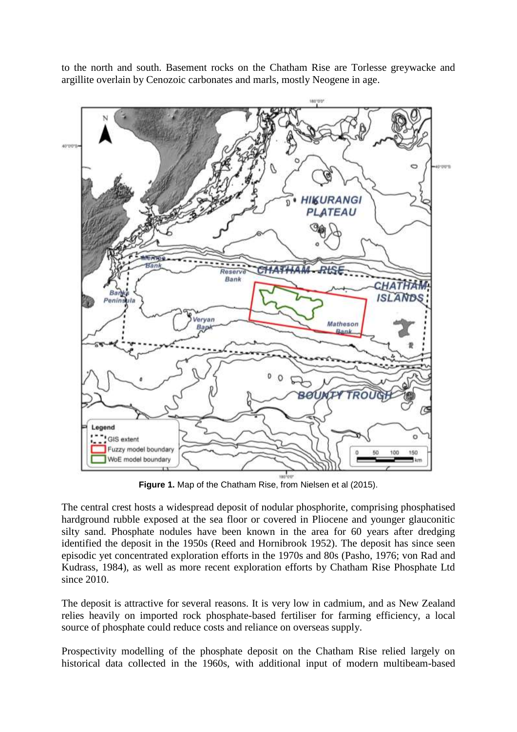to the north and south. Basement rocks on the Chatham Rise are Torlesse greywacke and argillite overlain by Cenozoic carbonates and marls, mostly Neogene in age.

**Figure 1.** Map of the Chatham Rise, from Nielsen et al (2015).

The central crest hosts a widespread deposit of nodular phosphorite, comprising phosphatised hardground rubble exposed at the sea floor or covered in Pliocene and younger glauconitic silty sand. Phosphate nodules have been known in the area for 60 years after dredging identified the deposit in the 1950s (Reed and Hornibrook 1952). The deposit has since seen episodic yet concentrated exploration efforts in the 1970s and 80s (Pasho, 1976; von Rad and Kudrass, 1984), as well as more recent exploration efforts by Chatham Rise Phosphate Ltd since 2010.

The deposit is attractive for several reasons. It is very low in cadmium, and as New Zealand relies heavily on imported rock phosphate-based fertiliser for farming efficiency, a local source of phosphate could reduce costs and reliance on overseas supply.

Prospectivity modelling of the phosphate deposit on the Chatham Rise relied largely on historical data collected in the 1960s, with additional input of modern multibeam-based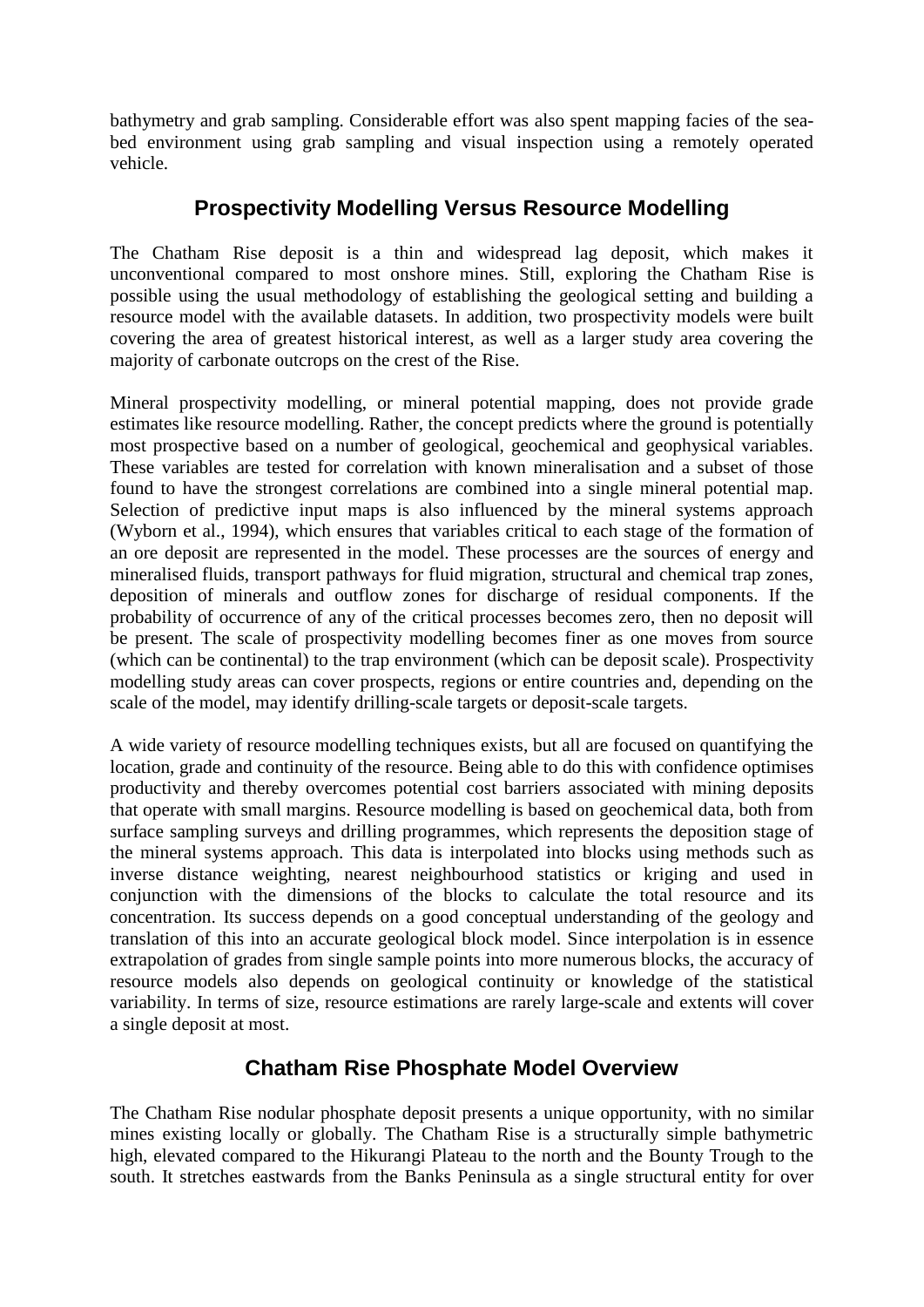bathymetry and grab sampling. Considerable effort was also spent mapping facies of the sea-bed environment using grab sampling and visual inspection using a remotely operated vehicle.

## Prospectivity Modelling Versus Resource Modelling

The Chatham Rise deposit is a thin and widespread lag deposit, which makes it unconventional compared to most onshore mines. Still, exploring the Chatham Rise is possible using the usual methodology of establishing the geological setting and building a resource model with the available datasets. In addition, two prospectivity models were built covering the area of greatest historical interest, as well as a larger study area covering the majority of carbonate outcrops on the crest of the Rise.

Mineral prospectivity modelling, or mineral potential mapping, does not provide grade estimates like resource modelling. Rather, the concept predicts where the ground is potentially most prospective based on a number of geological, geochemical and geophysical variables. These variables are tested for correlation with known mineralisation and a subset of those found to have the strongest correlations are combined into a single mineral potential map. Selection of predictive input maps is also influenced by the mineral systems approach (Wyborn et al., 1994), which ensures that variables critical to each stage of the formation of an ore deposit are represented in the model. These processes are the sources of energy and mineralised fluids, transport pathways for fluid migration, structural and chemical trap zones, deposition of minerals and outflow zones for discharge of residual components. If the probability of occurrence of any of the critical processes becomes zero, then no deposit will be present. The scale of prospectivity modelling becomes finer as one moves from source (which can be continental) to the trap environment (which can be deposit scale). Prospectivity modelling study areas can cover prospects, regions or entire countries and, depending on the scale of the model, may identify drilling-scale targets or deposit-scale targets.

A wide variety of resource modelling techniques exists, but all are focused on quantifying the location, grade and continuity of the resource. Being able to do this with confidence optimises productivity and thereby overcomes potential cost barriers associated with mining deposits that operate with small margins. Resource modelling is based on geochemical data, both from surface sampling surveys and drilling programmes, which represents the deposition stage of the mineral systems approach. This data is interpolated into blocks using methods such as inverse distance weighting, nearest neighbourhood statistics or kriging and used in conjunction with the dimensions of the blocks to calculate the total resource and its concentration. Its success depends on a good conceptual understanding of the geology and translation of this into an accurate geological block model. Since interpolation is in essence extrapolation of grades from single sample points into more numerous blocks, the accuracy of resource models also depends on geological continuity or knowledge of the statistical variability. In terms of size, resource estimations are rarely large-scale and extents will cover a single deposit at most.

## Chatham Rise Phosphate Model Overview

The Chatham Rise nodular phosphate deposit presents a unique opportunity, with no similar mines existing locally or globally. The Chatham Rise is a structurally simple bathymetric high, elevated compared to the Hikurangi Plateau to the north and the Bounty Trough to the south. It stretches eastwards from the Banks Peninsula as a single structural entity for over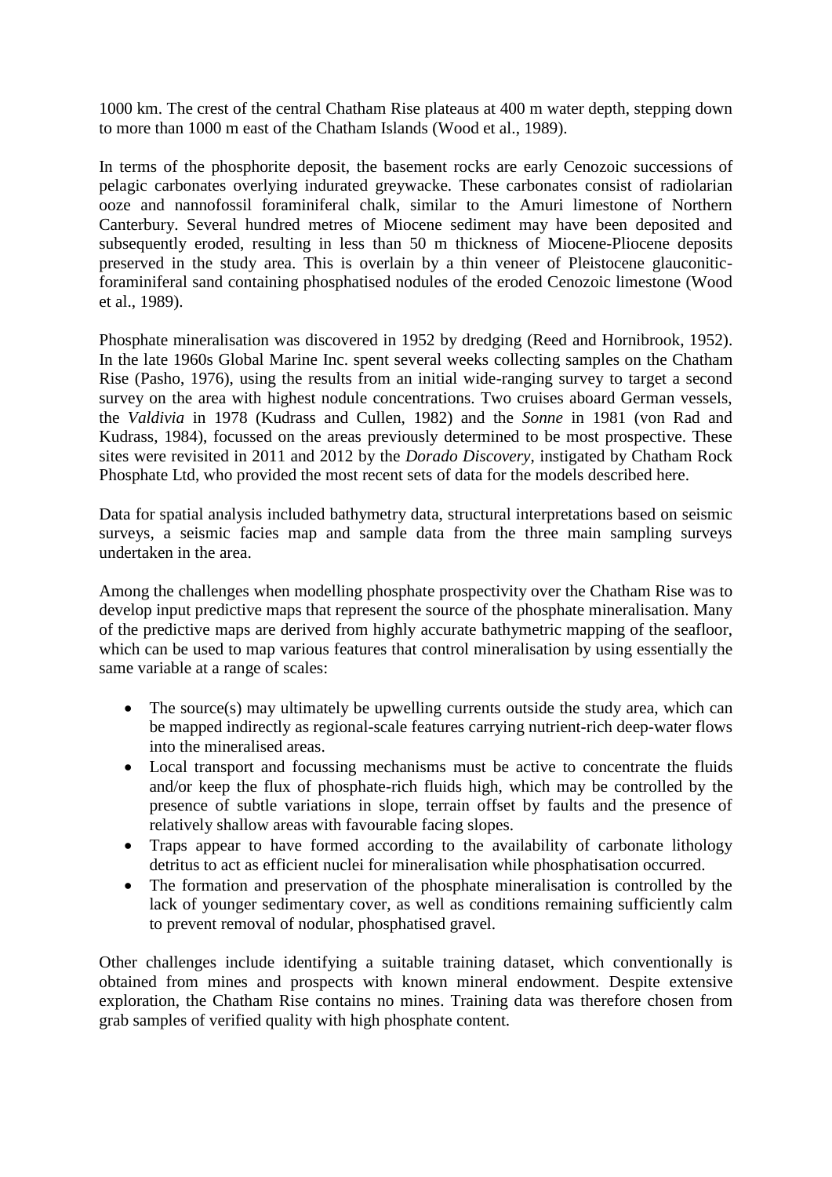1000 km. The crest of the central Chatham Rise plateaus at 400 m water depth, stepping down to more than 1000 m east of the Chatham Islands (Wood et al., 1989).

In terms of the phosphorite deposit, the basement rocks are early Cenozoic successions of pelagic carbonates overlying indurated greywacke. These carbonates consist of radiolarian ooze and nannofossil foraminiferal chalk, similar to the Amuri limestone of Northern Canterbury. Several hundred metres of Miocene sediment may have been deposited and subsequently eroded, resulting in less than 50 m thickness of Miocene-Pliocene deposits preserved in the study area. This is overlain by a thin veneer of Pleistocene glauconitic-foraminiferal sand containing phosphatised nodules of the eroded Cenozoic limestone (Wood et al., 1989).

Phosphate mineralisation was discovered in 1952 by dredging (Reed and Hornibrook, 1952). In the late 1960s Global Marine Inc. spent several weeks collecting samples on the Chatham Rise (Pasho, 1976), using the results from an initial wide-ranging survey to target a second survey on the area with highest nodule concentrations. Two cruises aboard German vessels, the *Valdivia* in 1978 (Kudrass and Cullen, 1982) and the *Sonne* in 1981 (von Rad and Kudrass, 1984), focussed on the areas previously determined to be most prospective. These sites were revisited in 2011 and 2012 by the *Dorado Discovery*, instigated by Chatham Rock Phosphate Ltd, who provided the most recent sets of data for the models described here.

Data for spatial analysis included bathymetry data, structural interpretations based on seismic surveys, a seismic facies map and sample data from the three main sampling surveys undertaken in the area.

Among the challenges when modelling phosphate prospectivity over the Chatham Rise was to develop input predictive maps that represent the source of the phosphate mineralisation. Many of the predictive maps are derived from highly accurate bathymetric mapping of the seafloor, which can be used to map various features that control mineralisation by using essentially the same variable at a range of scales:

- The source(s) may ultimately be upwelling currents outside the study area, which can be mapped indirectly as regional-scale features carrying nutrient-rich deep-water flows into the mineralised areas.
- Local transport and focussing mechanisms must be active to concentrate the fluids and/or keep the flux of phosphate-rich fluids high, which may be controlled by the presence of subtle variations in slope, terrain offset by faults and the presence of relatively shallow areas with favourable facing slopes.
- Traps appear to have formed according to the availability of carbonate lithology detritus to act as efficient nuclei for mineralisation while phosphatisation occurred.
- The formation and preservation of the phosphate mineralisation is controlled by the lack of younger sedimentary cover, as well as conditions remaining sufficiently calm to prevent removal of nodular, phosphatised gravel.

Other challenges include identifying a suitable training dataset, which conventionally is obtained from mines and prospects with known mineral endowment. Despite extensive exploration, the Chatham Rise contains no mines. Training data was therefore chosen from grab samples of verified quality with high phosphate content.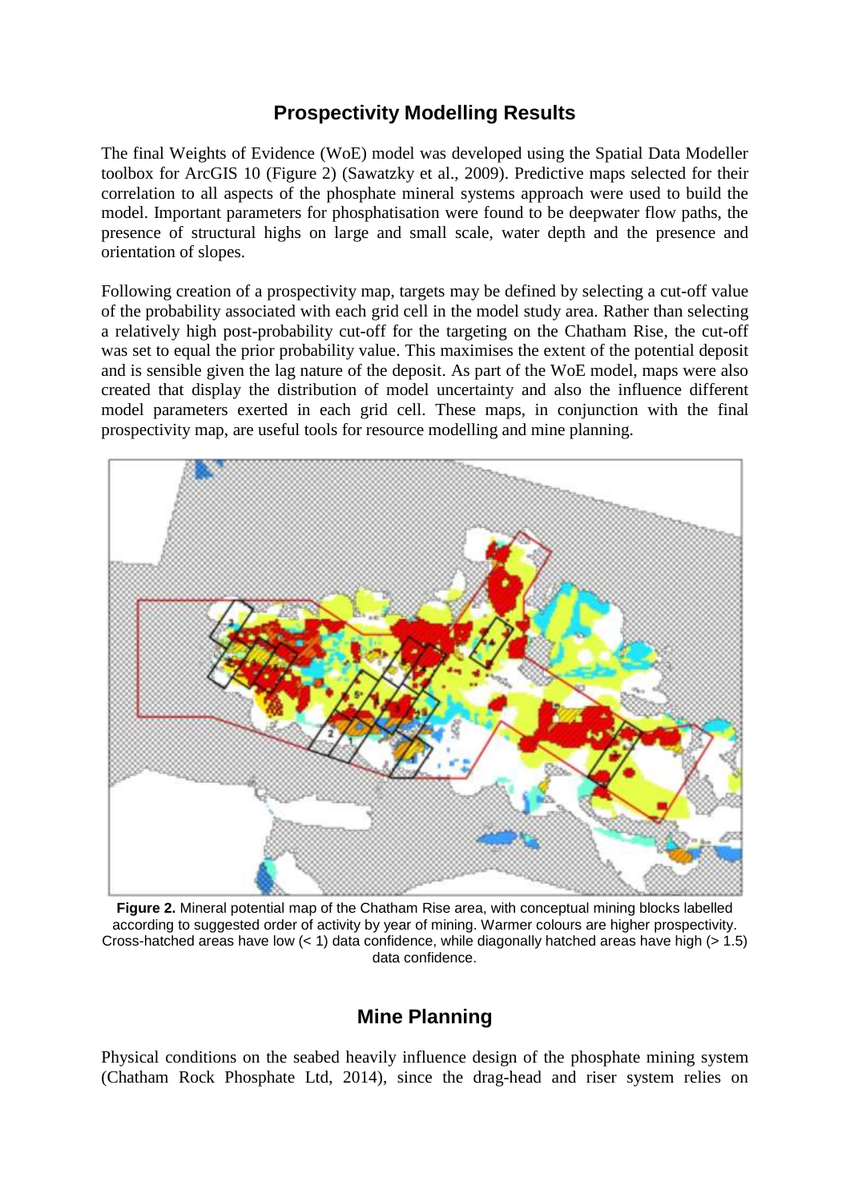## Prospectivity Modelling Results

The final Weights of Evidence (WoE) model was developed using the Spatial Data Modeller toolbox for ArcGIS 10 (Figure 2) (Sawatzky et al., 2009). Predictive maps selected for their correlation to all aspects of the phosphate mineral systems approach were used to build the model. Important parameters for phosphatisation were found to be deepwater flow paths, the presence of structural highs on large and small scale, water depth and the presence and orientation of slopes.

Following creation of a prospectivity map, targets may be defined by selecting a cut-off value of the probability associated with each grid cell in the model study area. Rather than selecting a relatively high post-probability cut-off for the targeting on the Chatham Rise, the cut-off was set to equal the prior probability value. This maximises the extent of the potential deposit and is sensible given the lag nature of the deposit. As part of the WoE model, maps were also created that display the distribution of model uncertainty and also the influence different model parameters exerted in each grid cell. These maps, in conjunction with the final prospectivity map, are useful tools for resource modelling and mine planning.

**Figure 2.** Mineral potential map of the Chatham Rise area, with conceptual mining blocks labelled according to suggested order of activity by year of mining. Warmer colours are higher prospectivity. Cross-hatched areas have low (< 1) data confidence, while diagonally hatched areas have high (> 1.5) data confidence.

## Mine Planning

Physical conditions on the seabed heavily influence design of the phosphate mining system (Chatham Rock Phosphate Ltd, 2014), since the drag-head and riser system relies on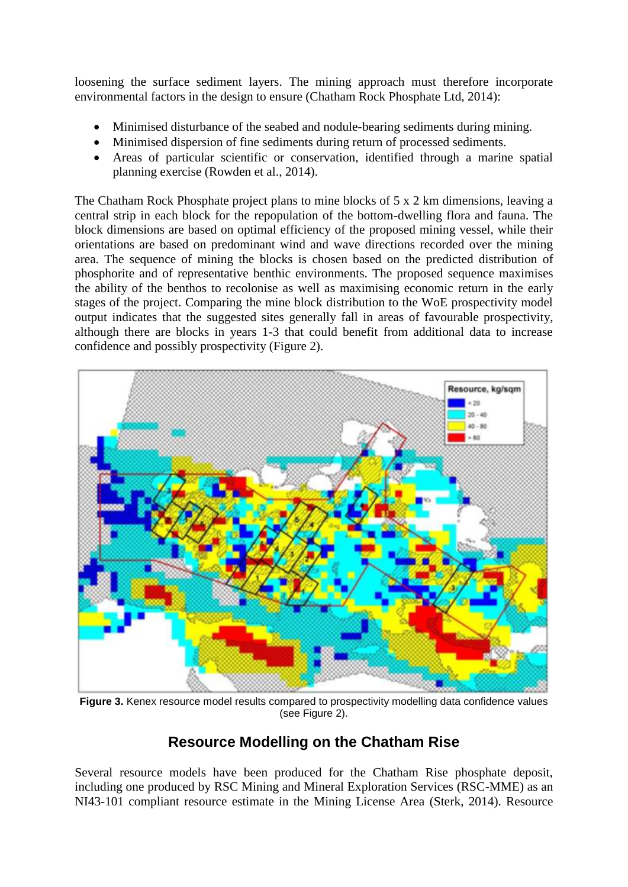loosening the surface sediment layers. The mining approach must therefore incorporate environmental factors in the design to ensure (Chatham Rock Phosphate Ltd, 2014):

- Minimised disturbance of the seabed and nodule-bearing sediments during mining.
- Minimised dispersion of fine sediments during return of processed sediments.
- Areas of particular scientific or conservation, identified through a marine spatial planning exercise (Rowden et al., 2014).

The Chatham Rock Phosphate project plans to mine blocks of 5 x 2 km dimensions, leaving a central strip in each block for the repopulation of the bottom-dwelling flora and fauna. The block dimensions are based on optimal efficiency of the proposed mining vessel, while their orientations are based on predominant wind and wave directions recorded over the mining area. The sequence of mining the blocks is chosen based on the predicted distribution of phosphorite and of representative benthic environments. The proposed sequence maximises the ability of the benthos to recolonise as well as maximising economic return in the early stages of the project. Comparing the mine block distribution to the WoE prospectivity model output indicates that the suggested sites generally fall in areas of favourable prospectivity, although there are blocks in years 1-3 that could benefit from additional data to increase confidence and possibly prospectivity (Figure 2).

**Figure 3.** Kenex resource model results compared to prospectivity modelling data confidence values (see Figure 2).

## Resource Modelling on the Chatham Rise

Several resource models have been produced for the Chatham Rise phosphate deposit, including one produced by RSC Mining and Mineral Exploration Services (RSC-MME) as an NI43-101 compliant resource estimate in the Mining License Area (Sterk, 2014). Resource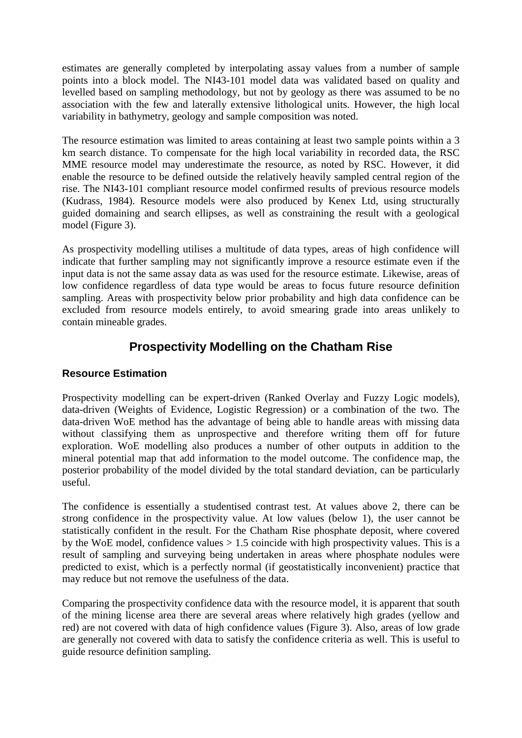estimates are generally completed by interpolating assay values from a number of sample points into a block model. The NI43-101 model data was validated based on quality and levelled based on sampling methodology, but not by geology as there was assumed to be no association with the few and laterally extensive lithological units. However, the high local variability in bathymetry, geology and sample composition was noted.

The resource estimation was limited to areas containing at least two sample points within a 3 km search distance. To compensate for the high local variability in recorded data, the RSC MME resource model may underestimate the resource, as noted by RSC. However, it did enable the resource to be defined outside the relatively heavily sampled central region of the rise. The NI43-101 compliant resource model confirmed results of previous resource models (Kudrass, 1984). Resource models were also produced by Kenex Ltd, using structurally guided domaining and search ellipses, as well as constraining the result with a geological model (Figure 3).

As prospectivity modelling utilises a multitude of data types, areas of high confidence will indicate that further sampling may not significantly improve a resource estimate even if the input data is not the same assay data as was used for the resource estimate. Likewise, areas of low confidence regardless of data type would be areas to focus future resource definition sampling. Areas with prospectivity below prior probability and high data confidence can be excluded from resource models entirely, to avoid smearing grade into areas unlikely to contain mineable grades.

## Prospectivity Modelling on the Chatham Rise

### Resource Estimation

Prospectivity modelling can be expert-driven (Ranked Overlay and Fuzzy Logic models), data-driven (Weights of Evidence, Logistic Regression) or a combination of the two. The data-driven WoE method has the advantage of being able to handle areas with missing data without classifying them as unprospective and therefore writing them off for future exploration. WoE modelling also produces a number of other outputs in addition to the mineral potential map that add information to the model outcome. The confidence map, the posterior probability of the model divided by the total standard deviation, can be particularly useful.

The confidence is essentially a studentised contrast test. At values above 2, there can be strong confidence in the prospectivity value. At low values (below 1), the user cannot be statistically confident in the result. For the Chatham Rise phosphate deposit, where covered by the WoE model, confidence values $> 1.5$ coincide with high prospectivity values. This is a result of sampling and surveying being undertaken in areas where phosphate nodules were predicted to exist, which is a perfectly normal (if geostatistically inconvenient) practice that may reduce but not remove the usefulness of the data.

Comparing the prospectivity confidence data with the resource model, it is apparent that south of the mining license area there are several areas where relatively high grades (yellow and red) are not covered with data of high confidence values (Figure 3). Also, areas of low grade are generally not covered with data to satisfy the confidence criteria as well. This is useful to guide resource definition sampling.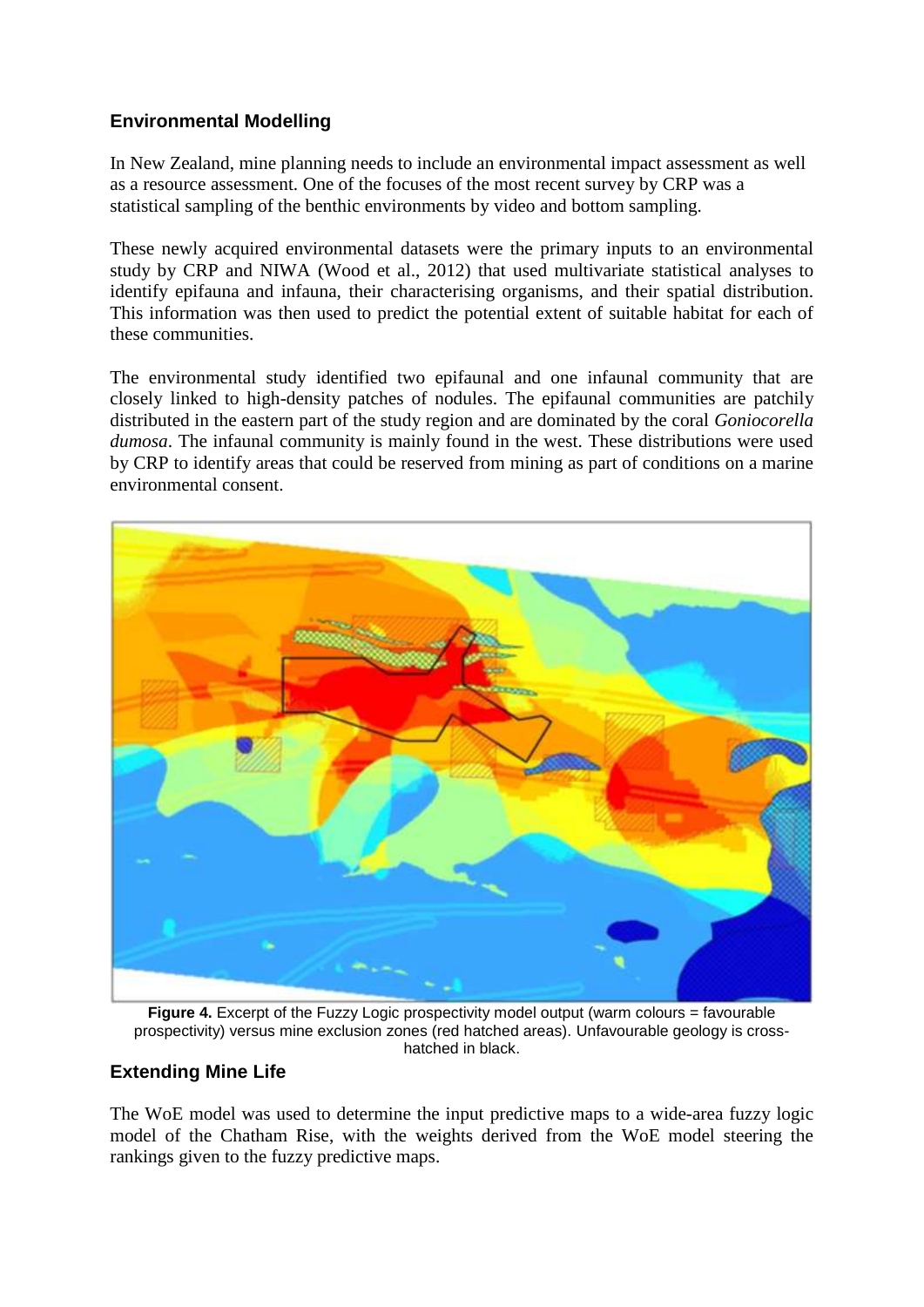## Environmental Modelling

In New Zealand, mine planning needs to include an environmental impact assessment as well as a resource assessment. One of the focuses of the most recent survey by CRP was a statistical sampling of the benthic environments by video and bottom sampling.

These newly acquired environmental datasets were the primary inputs to an environmental study by CRP and NIWA (Wood et al., 2012) that used multivariate statistical analyses to identify epifauna and infauna, their characterising organisms, and their spatial distribution. This information was then used to predict the potential extent of suitable habitat for each of these communities.

The environmental study identified two epifaunal and one infaunal community that are closely linked to high-density patches of nodules. The epifaunal communities are patchily distributed in the eastern part of the study region and are dominated by the coral *Goniocorella dumosa*. The infaunal community is mainly found in the west. These distributions were used by CRP to identify areas that could be reserved from mining as part of conditions on a marine environmental consent.

**Figure 4.** Excerpt of the Fuzzy Logic prospectivity model output (warm colours = favourable prospectivity) versus mine exclusion zones (red hatched areas). Unfavourable geology is cross-hatched in black.

## Extending Mine Life

The WoE model was used to determine the input predictive maps to a wide-area fuzzy logic model of the Chatham Rise, with the weights derived from the WoE model steering the rankings given to the fuzzy predictive maps.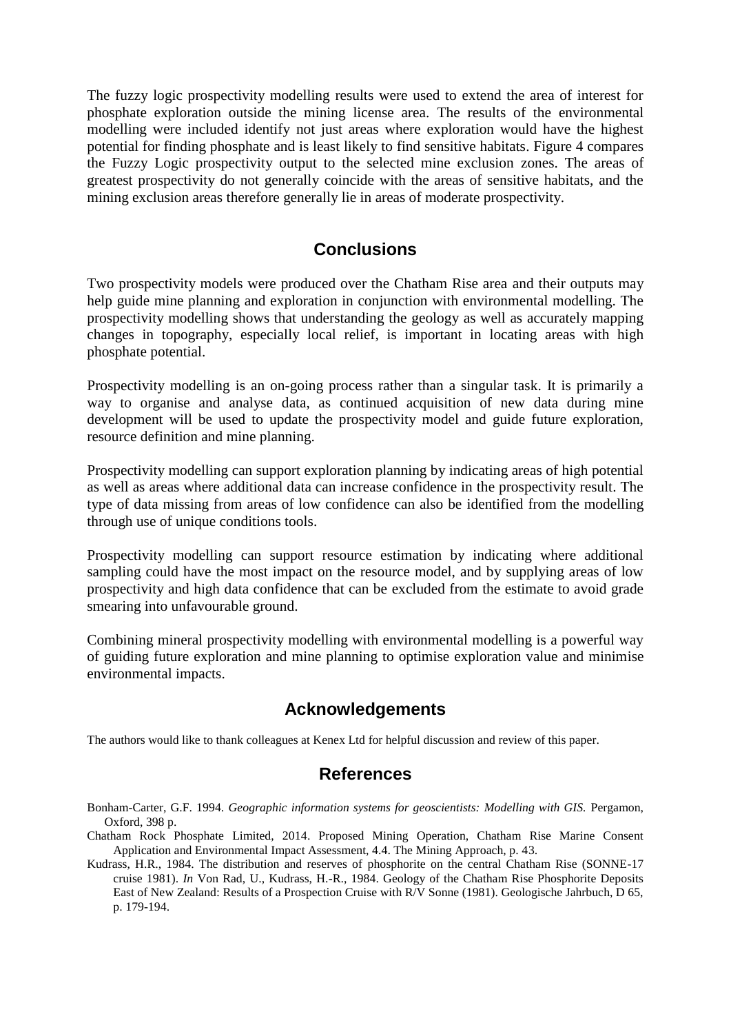The fuzzy logic prospectivity modelling results were used to extend the area of interest for phosphate exploration outside the mining license area. The results of the environmental modelling were included identify not just areas where exploration would have the highest potential for finding phosphate and is least likely to find sensitive habitats. Figure 4 compares the Fuzzy Logic prospectivity output to the selected mine exclusion zones. The areas of greatest prospectivity do not generally coincide with the areas of sensitive habitats, and the mining exclusion areas therefore generally lie in areas of moderate prospectivity.

## Conclusions

Two prospectivity models were produced over the Chatham Rise area and their outputs may help guide mine planning and exploration in conjunction with environmental modelling. The prospectivity modelling shows that understanding the geology as well as accurately mapping changes in topography, especially local relief, is important in locating areas with high phosphate potential.

Prospectivity modelling is an on-going process rather than a singular task. It is primarily a way to organise and analyse data, as continued acquisition of new data during mine development will be used to update the prospectivity model and guide future exploration, resource definition and mine planning.

Prospectivity modelling can support exploration planning by indicating areas of high potential as well as areas where additional data can increase confidence in the prospectivity result. The type of data missing from areas of low confidence can also be identified from the modelling through use of unique conditions tools.

Prospectivity modelling can support resource estimation by indicating where additional sampling could have the most impact on the resource model, and by supplying areas of low prospectivity and high data confidence that can be excluded from the estimate to avoid grade smearing into unfavourable ground.

Combining mineral prospectivity modelling with environmental modelling is a powerful way of guiding future exploration and mine planning to optimise exploration value and minimise environmental impacts.

## Acknowledgements

The authors would like to thank colleagues at Kenex Ltd for helpful discussion and review of this paper.

## References

Bonham-Carter, G.F. 1994. *Geographic information systems for geoscientists: Modelling with GIS.* Pergamon, Oxford, 398 p.

Chatham Rock Phosphate Limited, 2014. Proposed Mining Operation, Chatham Rise Marine Consent Application and Environmental Impact Assessment, 4.4. The Mining Approach, p. 43.

Kudrass, H.R., 1984. The distribution and reserves of phosphorite on the central Chatham Rise (SONNE-17 cruise 1981). *In* Von Rad, U., Kudrass, H.-R., 1984. Geology of the Chatham Rise Phosphorite Deposits East of New Zealand: Results of a Prospection Cruise with R/V Sonne (1981). Geologische Jahrbuch, D 65, p. 179-194.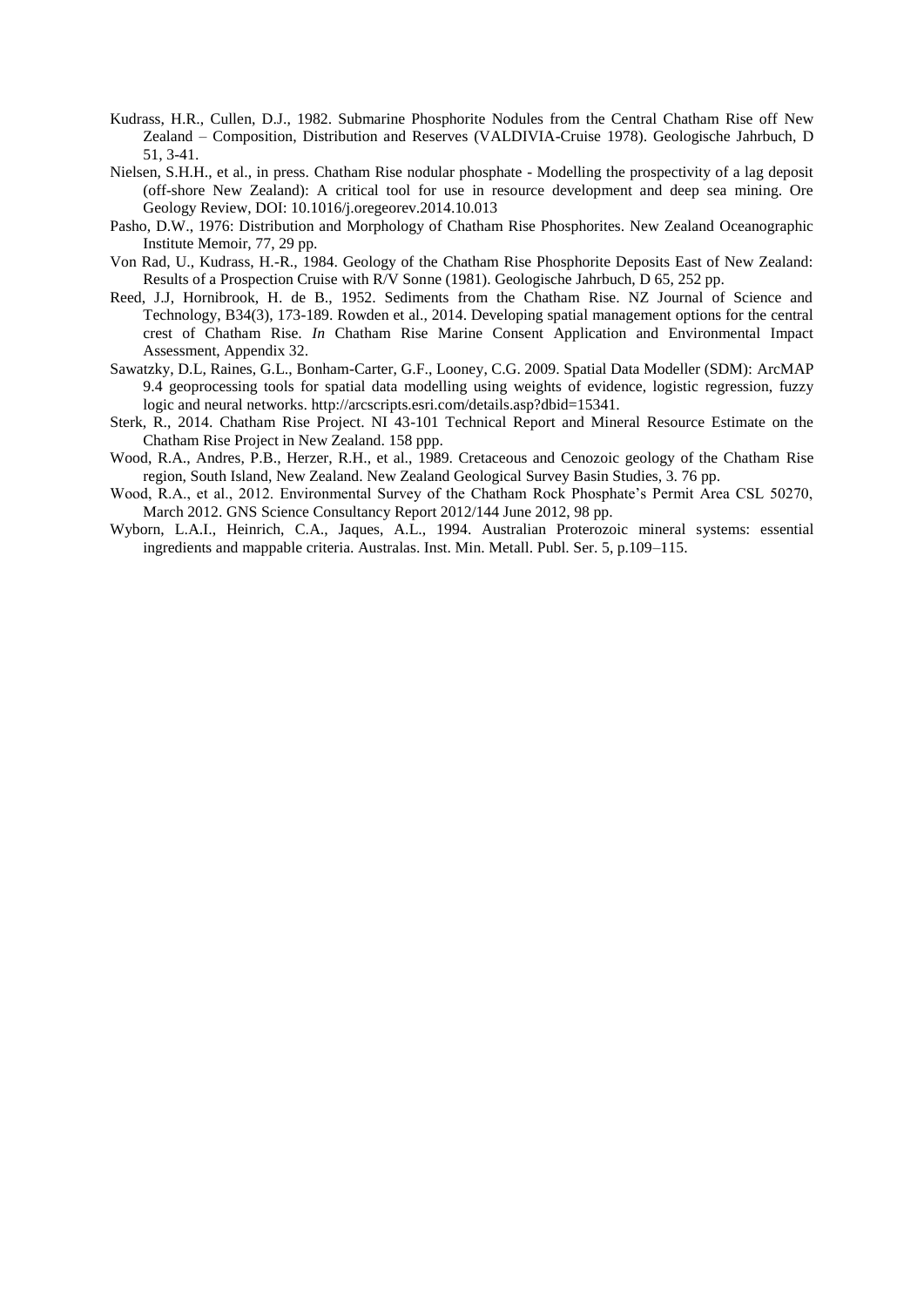Kudrass, H.R., Cullen, D.J., 1982. Submarine Phosphorite Nodules from the Central Chatham Rise off New Zealand – Composition, Distribution and Reserves (VALDIVIA-Cruise 1978). Geologische Jahrbuch, D 51, 3-41.

Nielsen, S.H.H., et al., in press. Chatham Rise nodular phosphate - Modelling the prospectivity of a lag deposit (off-shore New Zealand): A critical tool for use in resource development and deep sea mining. Ore Geology Review, DOI: 10.1016/j.oregeorev.2014.10.013

Pasho, D.W., 1976: Distribution and Morphology of Chatham Rise Phosphorites. New Zealand Oceanographic Institute Memoir, 77, 29 pp.

Von Rad, U., Kudrass, H.-R., 1984. Geology of the Chatham Rise Phosphorite Deposits East of New Zealand: Results of a Prospection Cruise with R/V Sonne (1981). Geologische Jahrbuch, D 65, 252 pp.

Reed, J.J, Hornibrook, H. de B., 1952. Sediments from the Chatham Rise. NZ Journal of Science and Technology, B34(3), 173-189. Rowden et al., 2014. Developing spatial management options for the central crest of Chatham Rise. *In* Chatham Rise Marine Consent Application and Environmental Impact Assessment, Appendix 32.

Sawatzky, D.L, Raines, G.L., Bonham-Carter, G.F., Looney, C.G. 2009. Spatial Data Modeller (SDM): ArcMAP 9.4 geoprocessing tools for spatial data modelling using weights of evidence, logistic regression, fuzzy logic and neural networks. http://arcscripts.esri.com/details.asp?dbid=15341.

Sterk, R., 2014. Chatham Rise Project. NI 43-101 Technical Report and Mineral Resource Estimate on the Chatham Rise Project in New Zealand. 158 ppp.

Wood, R.A., Andres, P.B., Herzer, R.H., et al., 1989. Cretaceous and Cenozoic geology of the Chatham Rise region, South Island, New Zealand. New Zealand Geological Survey Basin Studies, 3. 76 pp.

Wood, R.A., et al., 2012. Environmental Survey of the Chatham Rock Phosphate's Permit Area CSL 50270, March 2012. GNS Science Consultancy Report 2012/144 June 2012, 98 pp.

Wyborn, L.A.I., Heinrich, C.A., Jaques, A.L., 1994. Australian Proterozoic mineral systems: essential ingredients and mappable criteria. Australas. Inst. Min. Metall. Publ. Ser. 5, p.109–115.